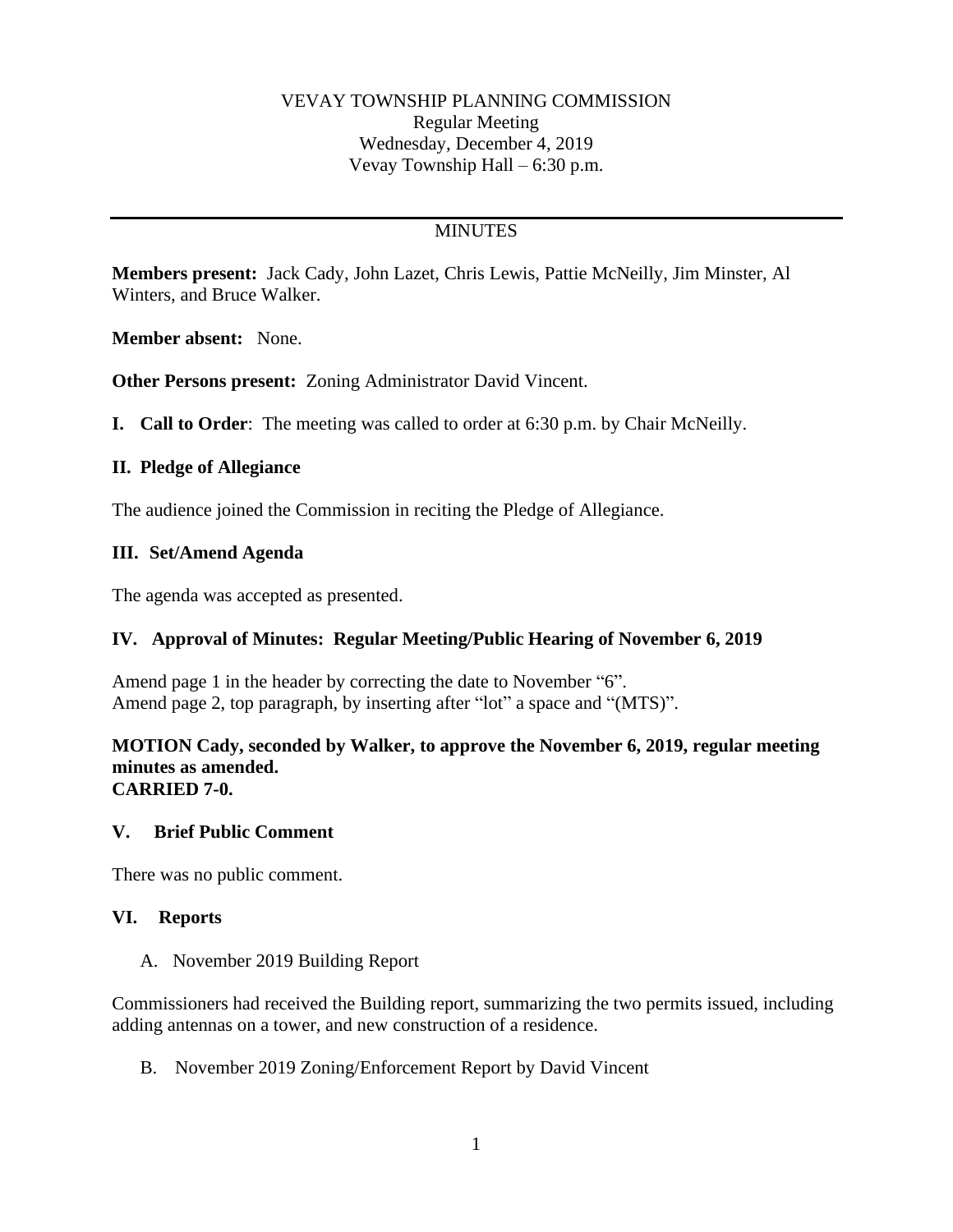VEVAY TOWNSHIP PLANNING COMMISSION
Regular Meeting
Wednesday, December 4, 2019
Vevay Township Hall – 6:30 p.m.

---

MINUTES

**Members present:** Jack Cady, John Lazet, Chris Lewis, Pattie McNeilly, Jim Minster, Al Winters, and Bruce Walker.

**Member absent:** None.

**Other Persons present:** Zoning Administrator David Vincent.

**I. Call to Order**: The meeting was called to order at 6:30 p.m. by Chair McNeilly.

**II. Pledge of Allegiance**

The audience joined the Commission in reciting the Pledge of Allegiance.

**III. Set/Amend Agenda**

The agenda was accepted as presented.

**IV. Approval of Minutes: Regular Meeting/Public Hearing of November 6, 2019**

Amend page 1 in the header by correcting the date to November "6".
Amend page 2, top paragraph, by inserting after "lot" a space and "(MTS)".

**MOTION Cady, seconded by Walker, to approve the November 6, 2019, regular meeting minutes as amended.**
**CARRIED 7-0.**

**V. Brief Public Comment**

There was no public comment.

**VI. Reports**

A. November 2019 Building Report

Commissioners had received the Building report, summarizing the two permits issued, including adding antennas on a tower, and new construction of a residence.

B. November 2019 Zoning/Enforcement Report by David Vincent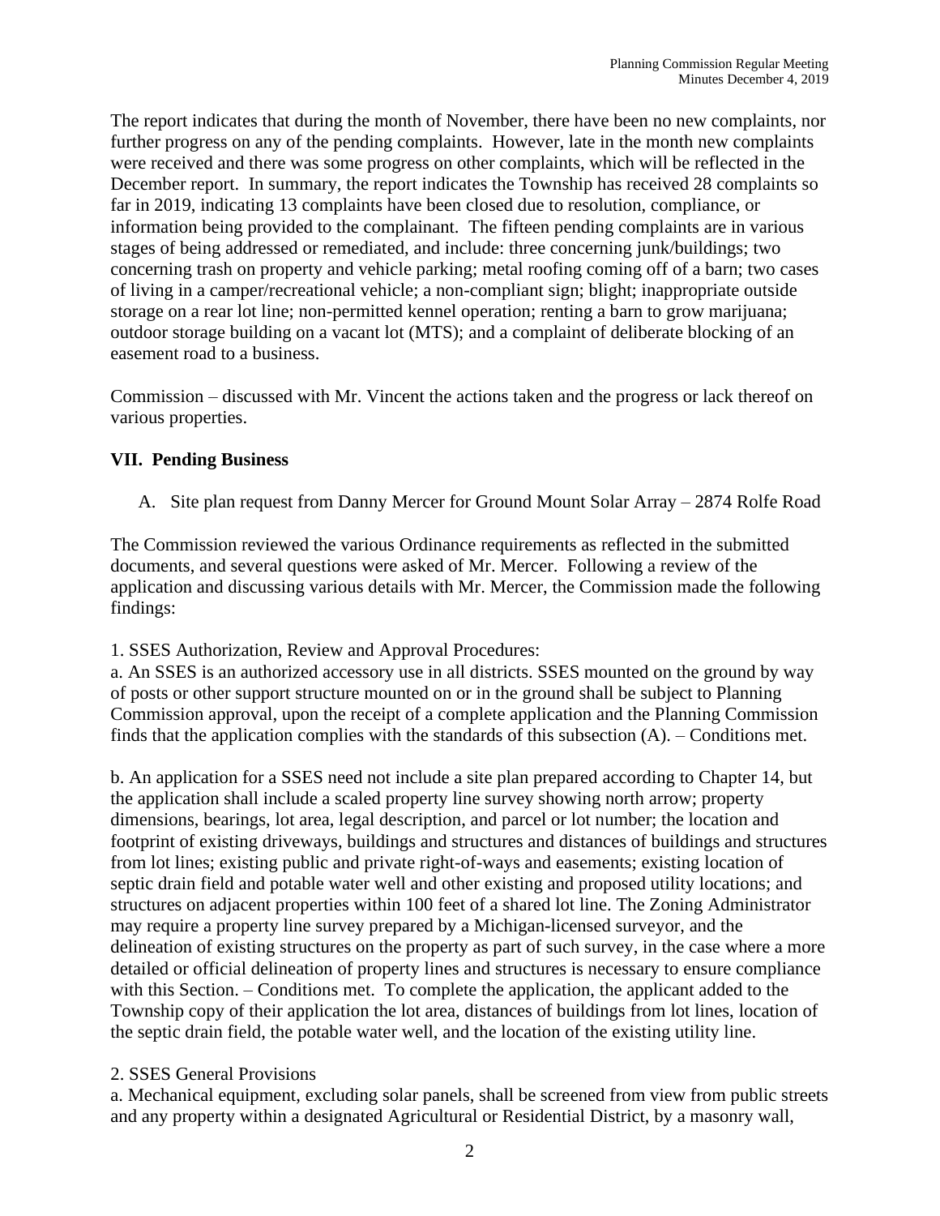The report indicates that during the month of November, there have been no new complaints, nor further progress on any of the pending complaints. However, late in the month new complaints were received and there was some progress on other complaints, which will be reflected in the December report. In summary, the report indicates the Township has received 28 complaints so far in 2019, indicating 13 complaints have been closed due to resolution, compliance, or information being provided to the complainant. The fifteen pending complaints are in various stages of being addressed or remediated, and include: three concerning junk/buildings; two concerning trash on property and vehicle parking; metal roofing coming off of a barn; two cases of living in a camper/recreational vehicle; a non-compliant sign; blight; inappropriate outside storage on a rear lot line; non-permitted kennel operation; renting a barn to grow marijuana; outdoor storage building on a vacant lot (MTS); and a complaint of deliberate blocking of an easement road to a business.

Commission – discussed with Mr. Vincent the actions taken and the progress or lack thereof on various properties.

## VII. Pending Business

A. Site plan request from Danny Mercer for Ground Mount Solar Array – 2874 Rolfe Road

The Commission reviewed the various Ordinance requirements as reflected in the submitted documents, and several questions were asked of Mr. Mercer. Following a review of the application and discussing various details with Mr. Mercer, the Commission made the following findings:

1. SSES Authorization, Review and Approval Procedures:
a. An SSES is an authorized accessory use in all districts. SSES mounted on the ground by way of posts or other support structure mounted on or in the ground shall be subject to Planning Commission approval, upon the receipt of a complete application and the Planning Commission finds that the application complies with the standards of this subsection (A). – Conditions met.

b. An application for a SSES need not include a site plan prepared according to Chapter 14, but the application shall include a scaled property line survey showing north arrow; property dimensions, bearings, lot area, legal description, and parcel or lot number; the location and footprint of existing driveways, buildings and structures and distances of buildings and structures from lot lines; existing public and private right-of-ways and easements; existing location of septic drain field and potable water well and other existing and proposed utility locations; and structures on adjacent properties within 100 feet of a shared lot line. The Zoning Administrator may require a property line survey prepared by a Michigan-licensed surveyor, and the delineation of existing structures on the property as part of such survey, in the case where a more detailed or official delineation of property lines and structures is necessary to ensure compliance with this Section. – Conditions met. To complete the application, the applicant added to the Township copy of their application the lot area, distances of buildings from lot lines, location of the septic drain field, the potable water well, and the location of the existing utility line.

2. SSES General Provisions
a. Mechanical equipment, excluding solar panels, shall be screened from view from public streets and any property within a designated Agricultural or Residential District, by a masonry wall,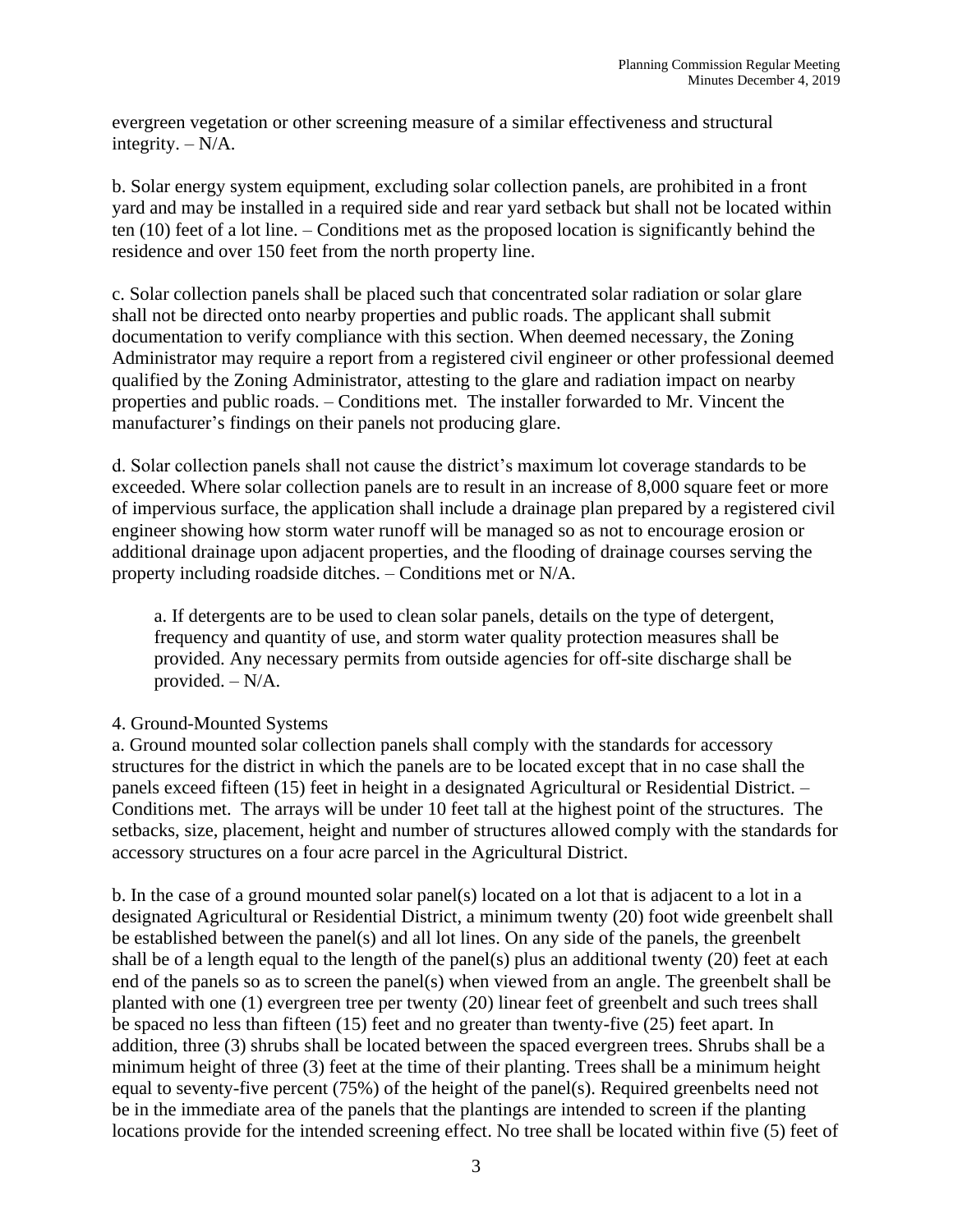evergreen vegetation or other screening measure of a similar effectiveness and structural integrity. – N/A.

b. Solar energy system equipment, excluding solar collection panels, are prohibited in a front yard and may be installed in a required side and rear yard setback but shall not be located within ten (10) feet of a lot line. – Conditions met as the proposed location is significantly behind the residence and over 150 feet from the north property line.

c. Solar collection panels shall be placed such that concentrated solar radiation or solar glare shall not be directed onto nearby properties and public roads. The applicant shall submit documentation to verify compliance with this section. When deemed necessary, the Zoning Administrator may require a report from a registered civil engineer or other professional deemed qualified by the Zoning Administrator, attesting to the glare and radiation impact on nearby properties and public roads. – Conditions met. The installer forwarded to Mr. Vincent the manufacturer's findings on their panels not producing glare.

d. Solar collection panels shall not cause the district's maximum lot coverage standards to be exceeded. Where solar collection panels are to result in an increase of 8,000 square feet or more of impervious surface, the application shall include a drainage plan prepared by a registered civil engineer showing how storm water runoff will be managed so as not to encourage erosion or additional drainage upon adjacent properties, and the flooding of drainage courses serving the property including roadside ditches. – Conditions met or N/A.

> a. If detergents are to be used to clean solar panels, details on the type of detergent, frequency and quantity of use, and storm water quality protection measures shall be provided. Any necessary permits from outside agencies for off-site discharge shall be provided. – N/A.

4. Ground-Mounted Systems

a. Ground mounted solar collection panels shall comply with the standards for accessory structures for the district in which the panels are to be located except that in no case shall the panels exceed fifteen (15) feet in height in a designated Agricultural or Residential District. – Conditions met. The arrays will be under 10 feet tall at the highest point of the structures. The setbacks, size, placement, height and number of structures allowed comply with the standards for accessory structures on a four acre parcel in the Agricultural District.

b. In the case of a ground mounted solar panel(s) located on a lot that is adjacent to a lot in a designated Agricultural or Residential District, a minimum twenty (20) foot wide greenbelt shall be established between the panel(s) and all lot lines. On any side of the panels, the greenbelt shall be of a length equal to the length of the panel(s) plus an additional twenty (20) feet at each end of the panels so as to screen the panel(s) when viewed from an angle. The greenbelt shall be planted with one (1) evergreen tree per twenty (20) linear feet of greenbelt and such trees shall be spaced no less than fifteen (15) feet and no greater than twenty-five (25) feet apart. In addition, three (3) shrubs shall be located between the spaced evergreen trees. Shrubs shall be a minimum height of three (3) feet at the time of their planting. Trees shall be a minimum height equal to seventy-five percent (75%) of the height of the panel(s). Required greenbelts need not be in the immediate area of the panels that the plantings are intended to screen if the planting locations provide for the intended screening effect. No tree shall be located within five (5) feet of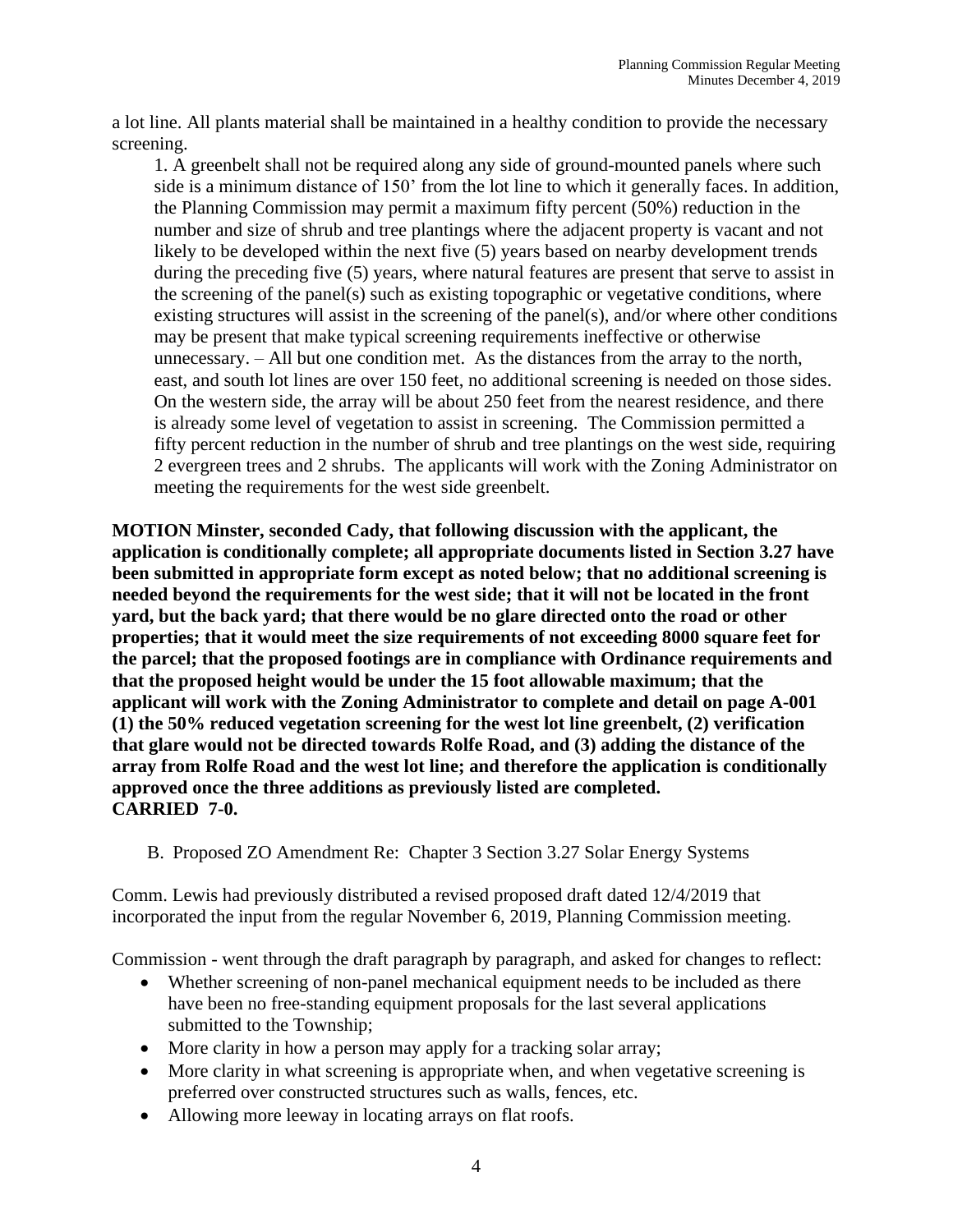a lot line. All plants material shall be maintained in a healthy condition to provide the necessary screening.

1. A greenbelt shall not be required along any side of ground-mounted panels where such side is a minimum distance of 150’ from the lot line to which it generally faces. In addition, the Planning Commission may permit a maximum fifty percent (50%) reduction in the number and size of shrub and tree plantings where the adjacent property is vacant and not likely to be developed within the next five (5) years based on nearby development trends during the preceding five (5) years, where natural features are present that serve to assist in the screening of the panel(s) such as existing topographic or vegetative conditions, where existing structures will assist in the screening of the panel(s), and/or where other conditions may be present that make typical screening requirements ineffective or otherwise unnecessary. – All but one condition met. As the distances from the array to the north, east, and south lot lines are over 150 feet, no additional screening is needed on those sides. On the western side, the array will be about 250 feet from the nearest residence, and there is already some level of vegetation to assist in screening. The Commission permitted a fifty percent reduction in the number of shrub and tree plantings on the west side, requiring 2 evergreen trees and 2 shrubs. The applicants will work with the Zoning Administrator on meeting the requirements for the west side greenbelt.

**MOTION Minster, seconded Cady, that following discussion with the applicant, the application is conditionally complete; all appropriate documents listed in Section 3.27 have been submitted in appropriate form except as noted below; that no additional screening is needed beyond the requirements for the west side; that it will not be located in the front yard, but the back yard; that there would be no glare directed onto the road or other properties; that it would meet the size requirements of not exceeding 8000 square feet for the parcel; that the proposed footings are in compliance with Ordinance requirements and that the proposed height would be under the 15 foot allowable maximum; that the applicant will work with the Zoning Administrator to complete and detail on page A-001 (1) the 50% reduced vegetation screening for the west lot line greenbelt, (2) verification that glare would not be directed towards Rolfe Road, and (3) adding the distance of the array from Rolfe Road and the west lot line; and therefore the application is conditionally approved once the three additions as previously listed are completed.**
**CARRIED 7-0.**

B. Proposed ZO Amendment Re: Chapter 3 Section 3.27 Solar Energy Systems

Comm. Lewis had previously distributed a revised proposed draft dated 12/4/2019 that incorporated the input from the regular November 6, 2019, Planning Commission meeting.

Commission - went through the draft paragraph by paragraph, and asked for changes to reflect:

- Whether screening of non-panel mechanical equipment needs to be included as there have been no free-standing equipment proposals for the last several applications submitted to the Township;
- More clarity in how a person may apply for a tracking solar array;
- More clarity in what screening is appropriate when, and when vegetative screening is preferred over constructed structures such as walls, fences, etc.
- Allowing more leeway in locating arrays on flat roofs.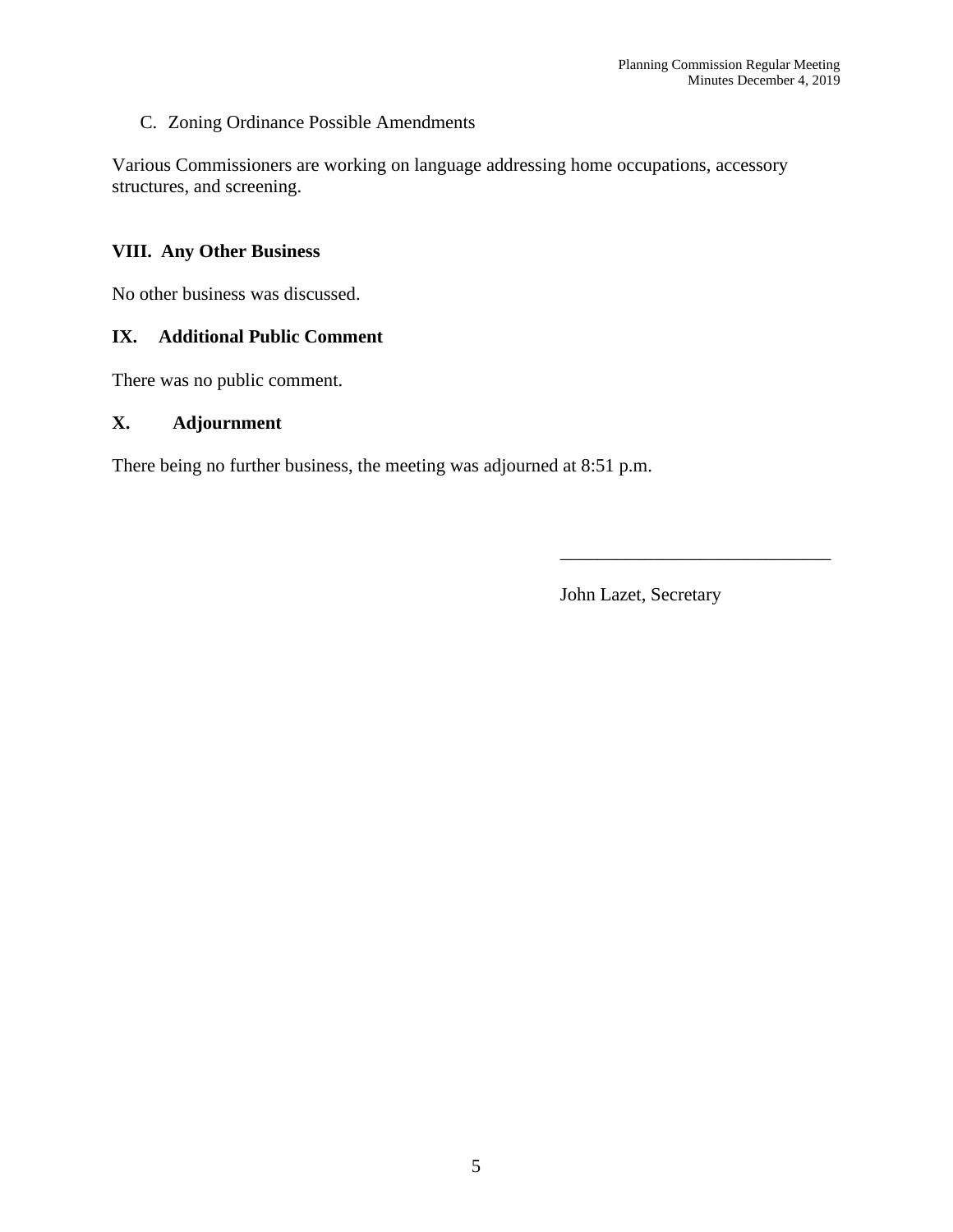C. Zoning Ordinance Possible Amendments

Various Commissioners are working on language addressing home occupations, accessory structures, and screening.

## VIII. Any Other Business

No other business was discussed.

## IX. Additional Public Comment

There was no public comment.

## X. Adjournment

There being no further business, the meeting was adjourned at 8:51 p.m.

\_\_\_\_\_\_\_\_\_\_\_\_\_\_\_\_\_\_\_\_\_\_\_\_\_\_\_\_\_\_

John Lazet, Secretary